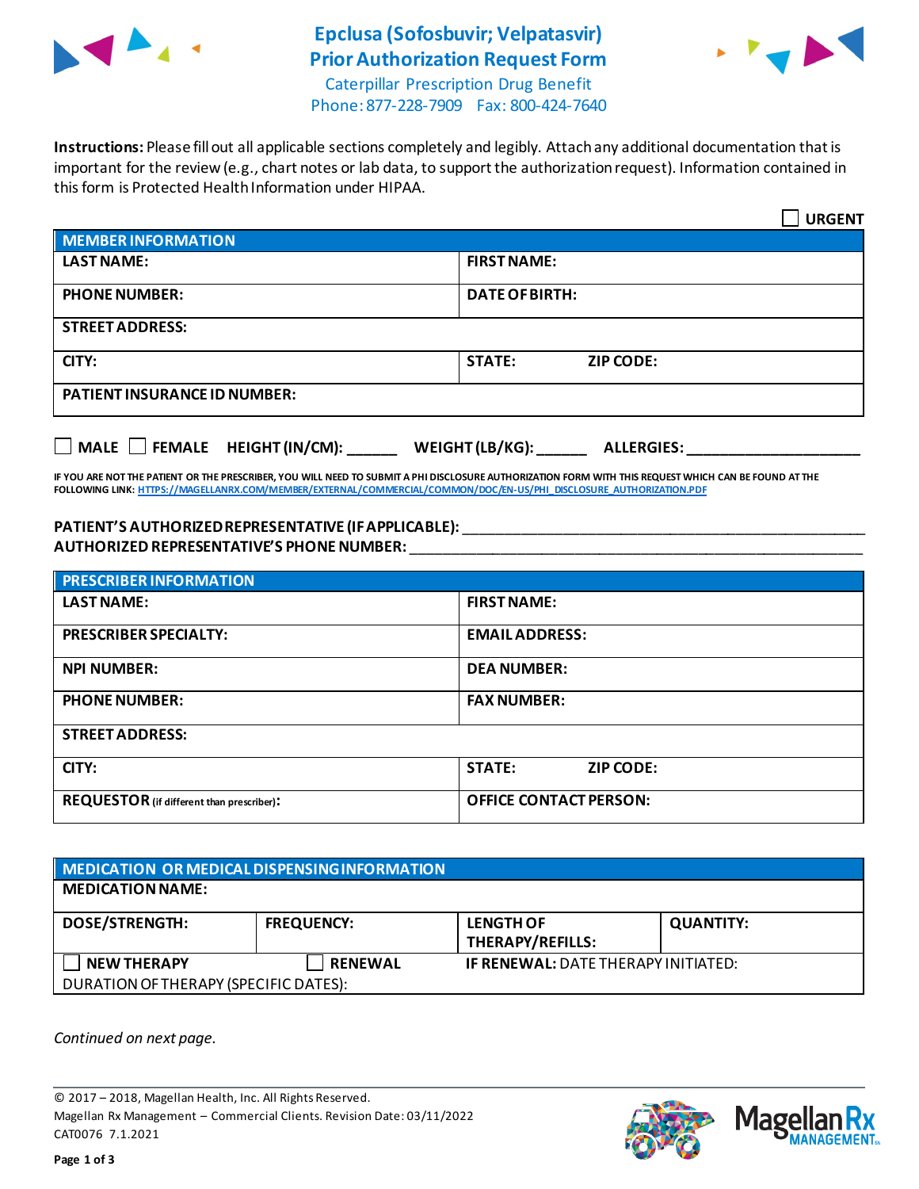# Epclusa (Sofosbuvir; Velpatasvir) Prior Authorization Request Form

Caterpillar Prescription Drug Benefit
Phone: 877-228-7909 Fax: 800-424-7640

**Instructions:** Please fill out all applicable sections completely and legibly. Attach any additional documentation that is important for the review (e.g., chart notes or lab data, to support the authorization request). Information contained in this form is Protected Health Information under HIPAA.

☐ **URGENT**

| **MEMBER INFORMATION** | |
|---|---|
| **LAST NAME:** | **FIRST NAME:** |
| **PHONE NUMBER:** | **DATE OF BIRTH:** |
| **STREET ADDRESS:** | |
| **CITY:** | **STATE:** **ZIP CODE:** |
| **PATIENT INSURANCE ID NUMBER:** | |

☐ **MALE** ☐ **FEMALE** **HEIGHT (IN/CM):** ______ **WEIGHT (LB/KG):** ______ **ALLERGIES:** ____________________

**IF YOU ARE NOT THE PATIENT OR THE PRESCRIBER, YOU WILL NEED TO SUBMIT A PHI DISCLOSURE AUTHORIZATION FORM WITH THIS REQUEST WHICH CAN BE FOUND AT THE FOLLOWING LINK: HTTPS://MAGELLANRX.COM/MEMBER/EXTERNAL/COMMERCIAL/COMMON/DOC/EN-US/PHI_DISCLOSURE_AUTHORIZATION.PDF**

**PATIENT'S AUTHORIZED REPRESENTATIVE (IF APPLICABLE):** ____________________________________________
**AUTHORIZED REPRESENTATIVE'S PHONE NUMBER:** ____________________________________________

| **PRESCRIBER INFORMATION** | |
|---|---|
| **LAST NAME:** | **FIRST NAME:** |
| **PRESCRIBER SPECIALTY:** | **EMAIL ADDRESS:** |
| **NPI NUMBER:** | **DEA NUMBER:** |
| **PHONE NUMBER:** | **FAX NUMBER:** |
| **STREET ADDRESS:** | |
| **CITY:** | **STATE:** **ZIP CODE:** |
| **REQUESTOR** (if different than prescriber)**:** | **OFFICE CONTACT PERSON:** |

| **MEDICATION OR MEDICAL DISPENSING INFORMATION** | | | |
|---|---|---|---|
| **MEDICATION NAME:** | | | |
| **DOSE/STRENGTH:** | **FREQUENCY:** | **LENGTH OF THERAPY/REFILLS:** | **QUANTITY:** |
| ☐ **NEW THERAPY** | ☐ **RENEWAL** | **IF RENEWAL:** DATE THERAPY INITIATED: | |
| DURATION OF THERAPY (SPECIFIC DATES): | | | |

*Continued on next page.*

© 2017 – 2018, Magellan Health, Inc. All Rights Reserved.
Magellan Rx Management – Commercial Clients. Revision Date: 03/11/2022
CAT0076 7.1.2021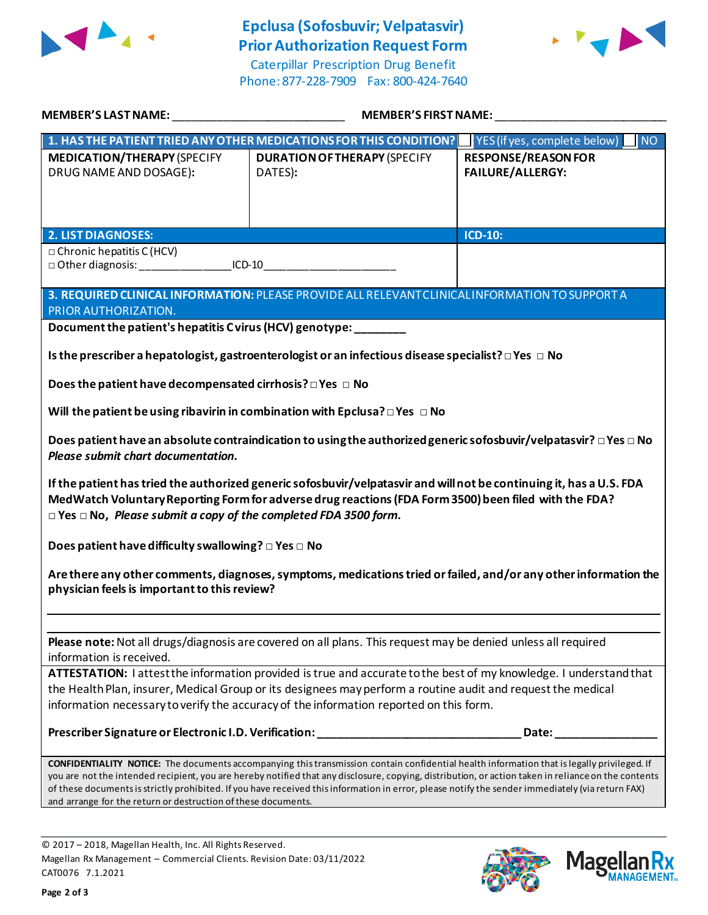# Epclusa (Sofosbuvir; Velpatasvir) Prior Authorization Request Form

Caterpillar Prescription Drug Benefit
Phone: 877-228-7909 Fax: 800-424-7640

**MEMBER'S LAST NAME:** ___________________________ **MEMBER'S FIRST NAME:** ___________________________

| **1. HAS THE PATIENT TRIED ANY OTHER MEDICATIONS FOR THIS CONDITION?** | | ☐ YES (if yes, complete below) ☐ NO |
|---|---|---|
| **MEDICATION/THERAPY** (SPECIFY DRUG NAME AND DOSAGE): | **DURATION OF THERAPY** (SPECIFY DATES): | **RESPONSE/REASON FOR FAILURE/ALLERGY:** |
| | | |

| **2. LIST DIAGNOSES:** | **ICD-10:** |
|---|---|
| □ Chronic hepatitis C (HCV)<br>□ Other diagnosis: _______________ICD-10_______________________ | |

**3. REQUIRED CLINICAL INFORMATION:** PLEASE PROVIDE ALL RELEVANT CLINICAL INFORMATION TO SUPPORT A PRIOR AUTHORIZATION.

**Document the patient's hepatitis C virus (HCV) genotype:** ________

**Is the prescriber a hepatologist, gastroenterologist or an infectious disease specialist?** □ Yes □ No

**Does the patient have decompensated cirrhosis?** □ Yes □ No

**Will the patient be using ribavirin in combination with Epclusa?** □ Yes □ No

**Does patient have an absolute contraindication to using the authorized generic sofosbuvir/velpatasvir?** □ Yes □ No
***Please submit chart documentation.***

**If the patient has tried the authorized generic sofosbuvir/velpatasvir and will not be continuing it, has a U.S. FDA MedWatch Voluntary Reporting Form for adverse drug reactions (FDA Form 3500) been filed with the FDA?**
□ Yes □ No, ***Please submit a copy of the completed FDA 3500 form.***

**Does patient have difficulty swallowing?** □ Yes □ No

**Are there any other comments, diagnoses, symptoms, medications tried or failed, and/or any other information the physician feels is important to this review?**

_______________________________________________________________________________

_______________________________________________________________________________

**Please note:** Not all drugs/diagnosis are covered on all plans. This request may be denied unless all required information is received.

**ATTESTATION:** I attest the information provided is true and accurate to the best of my knowledge. I understand that the Health Plan, insurer, Medical Group or its designees may perform a routine audit and request the medical information necessary to verify the accuracy of the information reported on this form.

**Prescriber Signature or Electronic I.D. Verification:** _________________________________ **Date:** ________________

**CONFIDENTIALITY NOTICE:** The documents accompanying this transmission contain confidential health information that is legally privileged. If you are not the intended recipient, you are hereby notified that any disclosure, copying, distribution, or action taken in reliance on the contents of these documents is strictly prohibited. If you have received this information in error, please notify the sender immediately (via return FAX) and arrange for the return or destruction of these documents.

© 2017 – 2018, Magellan Health, Inc. All Rights Reserved.
Magellan Rx Management – Commercial Clients. Revision Date: 03/11/2022
CAT0076 7.1.2021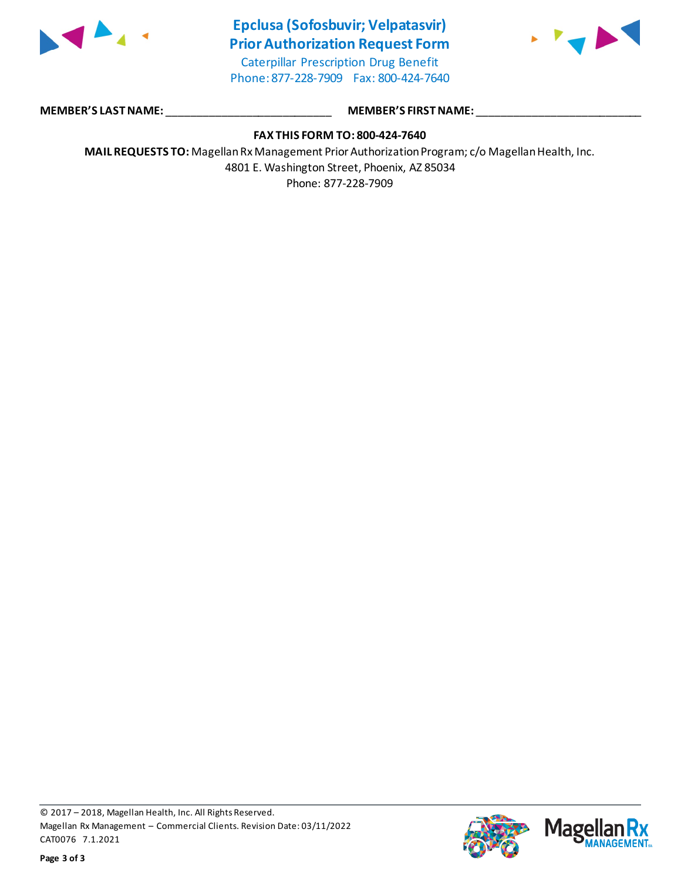# Epclusa (Sofosbuvir; Velpatasvir)
# Prior Authorization Request Form

Caterpillar Prescription Drug Benefit

Phone: 877-228-7909 Fax: 800-424-7640

**MEMBER'S LAST NAME:** ___________________________ **MEMBER'S FIRST NAME:** ___________________________

**FAX THIS FORM TO: 800-424-7640**

**MAIL REQUESTS TO:** Magellan Rx Management Prior Authorization Program; c/o Magellan Health, Inc.
4801 E. Washington Street, Phoenix, AZ 85034
Phone: 877-228-7909

© 2017 – 2018, Magellan Health, Inc. All Rights Reserved.
Magellan Rx Management – Commercial Clients. Revision Date: 03/11/2022
CAT0076 7.1.2021